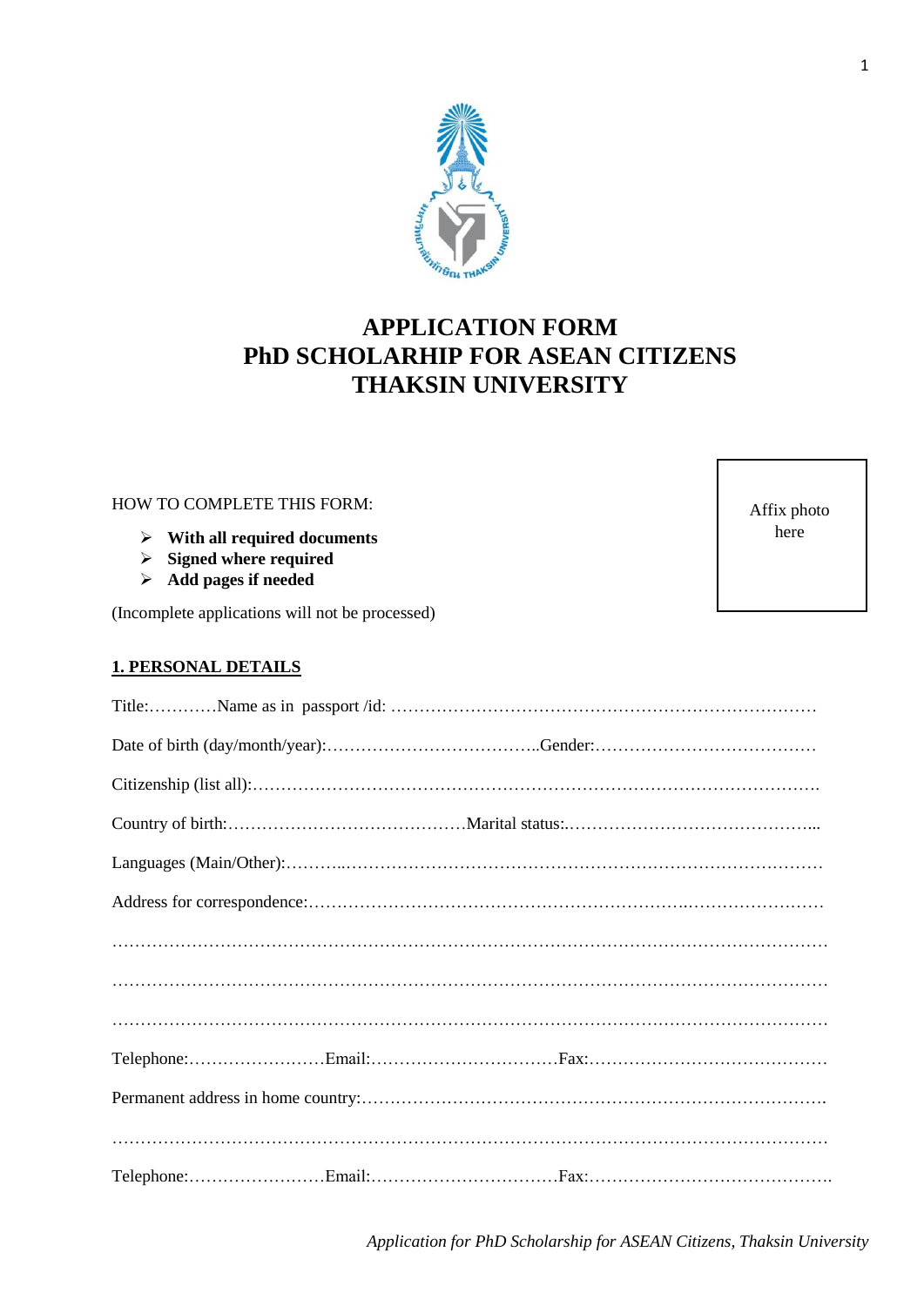# APPLICATION FORM
# PhD SCHOLARHIP FOR ASEAN CITIZENS
# THAKSIN UNIVERSITY

Affix photo here

HOW TO COMPLETE THIS FORM:

- **With all required documents**
- **Signed where required**
- **Add pages if needed**

(Incomplete applications will not be processed)

## 1. PERSONAL DETAILS

Title:…………Name as in passport /id: …………………………………………………………………

Date of birth (day/month/year):………………………………..Gender:…………………………………

Citizenship (list all):……………………………………………………………………………………….

Country of birth:……………………………………Marital status:.……………………………………...

Languages (Main/Other):………..…………………………………………………………………………

Address for correspondence:………………………………………………………….……………………

…………………………………………………………………………………………………………

…………………………………………………………………………………………………………

…………………………………………………………………………………………………………

Telephone:……………………Email:……………………………Fax:……………………………………

Permanent address in home country:…………………………………………………………………….

…………………………………………………………………………………………………………

Telephone:……………………Email:……………………………Fax:…………………………………….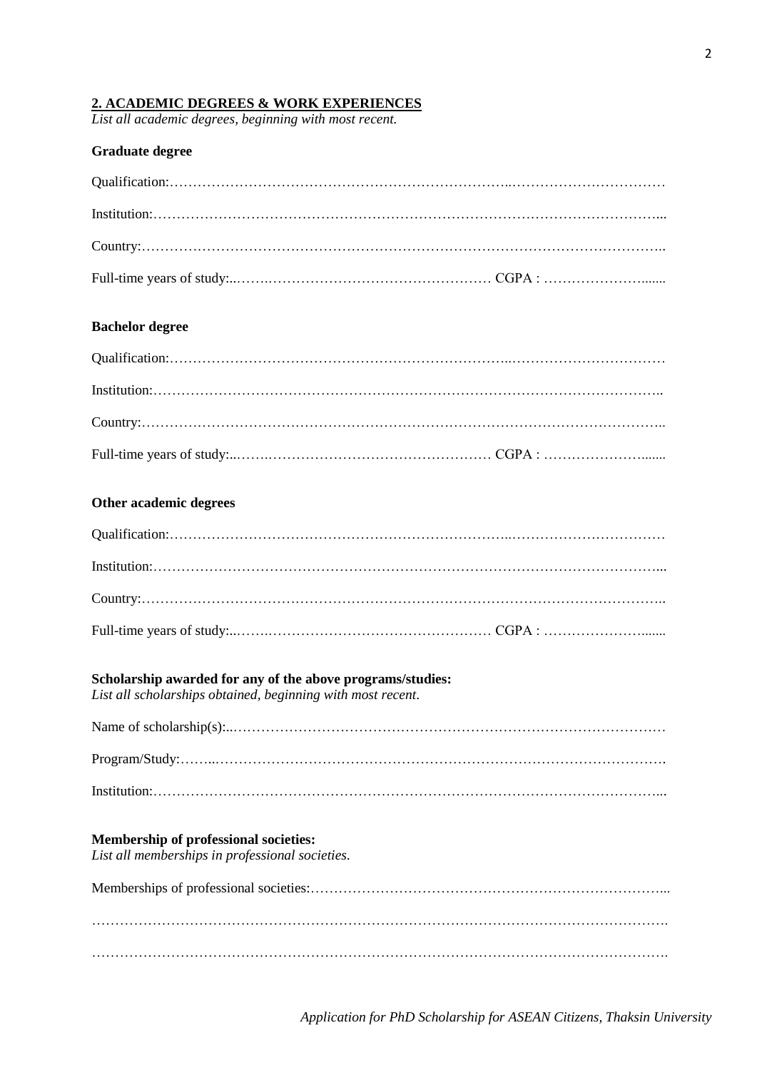## 2. ACADEMIC DEGREES & WORK EXPERIENCES

*List all academic degrees, beginning with most recent.*

**Graduate degree**

Qualification:………………………………………………………………..……………………………

Institution:………………………………………………………………………………………………...

Country:…………………………………………………………………………………………………..

Full-time years of study:..…….…………………………………………… CGPA : …………………......

**Bachelor degree**

Qualification:………………………………………………………………..……………………………

Institution:……………………………………………………………………………………………..

Country:…………………………………………………………………………………………………..

Full-time years of study:..…….…………………………………………… CGPA : …………………......

**Other academic degrees**

Qualification:………………………………………………………………..……………………………

Institution:………………………………………………………………………………………………...

Country:…………………………………………………………………………………………………..

Full-time years of study:..…….…………………………………………… CGPA : …………………......

**Scholarship awarded for any of the above programs/studies:**

*List all scholarships obtained, beginning with most recent.*

Name of scholarship(s):..…………………………………………………………………………………

Program/Study:……..…………………………………………………………………………………….

Institution:………………………………………………………………………………………………...

**Membership of professional societies:**

*List all memberships in professional societies.*

Memberships of professional societies:…………………………………………………………………...

………………………………………………………………………………………………………….

………………………………………………………………………………………………………….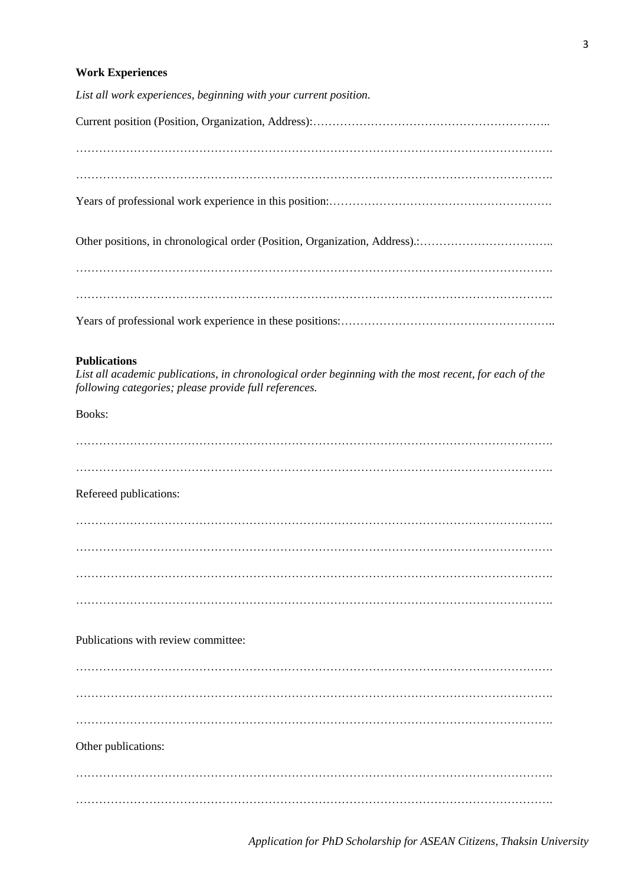**Work Experiences**

*List all work experiences, beginning with your current position.*

Current position (Position, Organization, Address):……………………………………………………..

…………………………………………………………………………………………………………….

…………………………………………………………………………………………………………….

Years of professional work experience in this position:……………………………………………….

Other positions, in chronological order (Position, Organization, Address).:……………………………..

…………………………………………………………………………………………………………….

…………………………………………………………………………………………………………….

Years of professional work experience in these positions:……………………………………………..

**Publications**

*List all academic publications, in chronological order beginning with the most recent, for each of the following categories; please provide full references.*

Books:

…………………………………………………………………………………………………………….

…………………………………………………………………………………………………………….

Refereed publications:

…………………………………………………………………………………………………………….

…………………………………………………………………………………………………………….

…………………………………………………………………………………………………………….

…………………………………………………………………………………………………………….

Publications with review committee:

…………………………………………………………………………………………………………….

…………………………………………………………………………………………………………….

…………………………………………………………………………………………………………….

Other publications:

…………………………………………………………………………………………………………….

…………………………………………………………………………………………………………….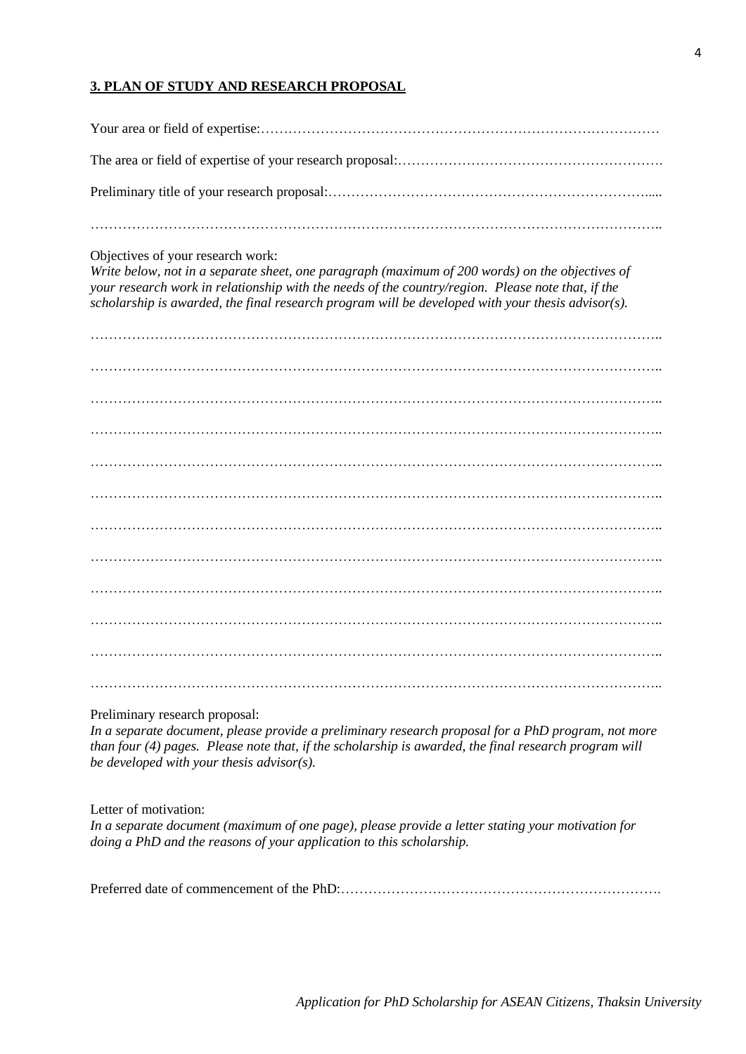**3. PLAN OF STUDY AND RESEARCH PROPOSAL**

Your area or field of expertise:……………………………………………………………………………

The area or field of expertise of your research proposal:………………………………………………….

Preliminary title of your research proposal:…………………………………………………………......

……………………………………………………………………………………………………………..

Objectives of your research work:
*Write below, not in a separate sheet, one paragraph (maximum of 200 words) on the objectives of your research work in relationship with the needs of the country/region. Please note that, if the scholarship is awarded, the final research program will be developed with your thesis advisor(s).*

……………………………………………………………………………………………………………..

……………………………………………………………………………………………………………..

……………………………………………………………………………………………………………..

……………………………………………………………………………………………………………..

……………………………………………………………………………………………………………..

……………………………………………………………………………………………………………..

……………………………………………………………………………………………………………..

……………………………………………………………………………………………………………..

……………………………………………………………………………………………………………..

……………………………………………………………………………………………………………..

……………………………………………………………………………………………………………..

……………………………………………………………………………………………………………..

Preliminary research proposal:
*In a separate document, please provide a preliminary research proposal for a PhD program, not more than four (4) pages. Please note that, if the scholarship is awarded, the final research program will be developed with your thesis advisor(s).*

Letter of motivation:
*In a separate document (maximum of one page), please provide a letter stating your motivation for doing a PhD and the reasons of your application to this scholarship.*

Preferred date of commencement of the PhD:…………………………………………………………….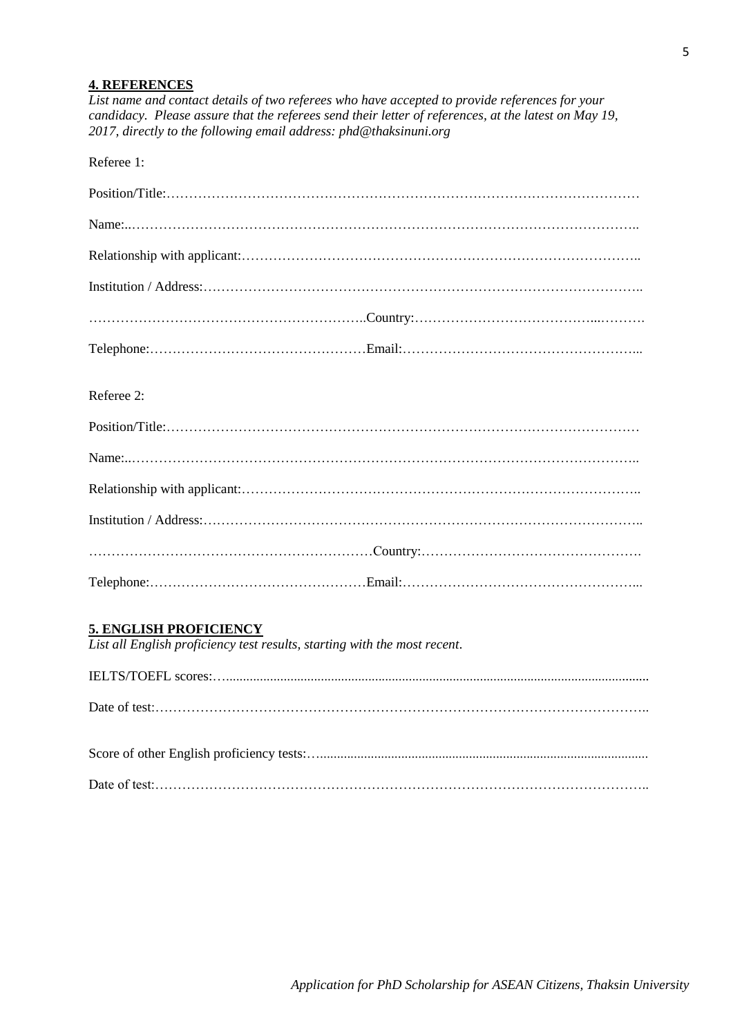**4. REFERENCES**

*List name and contact details of two referees who have accepted to provide references for your candidacy. Please assure that the referees send their letter of references, at the latest on May 19, 2017, directly to the following email address: phd@thaksinuni.org*

Referee 1:

Position/Title:…………………………………………………………………………………………

Name:..………………………………………………………………………………………………..

Relationship with applicant:……………………………………………………………………………..

Institution / Address:……………………………………………………………………………………..

……………………………………………………..Country:……………………………………...……….

Telephone:…………………………………………Email:……………………………………………...

Referee 2:

Position/Title:…………………………………………………………………………………………

Name:..………………………………………………………………………………………………..

Relationship with applicant:……………………………………………………………………………..

Institution / Address:……………………………………………………………………………………..

………………………………………………………Country:………………………………………….

Telephone:…………………………………………Email:……………………………………………...

**5. ENGLISH PROFICIENCY**

*List all English proficiency test results, starting with the most recent.*

IELTS/TOEFL scores:…..........................................................................................................................

Date of test:……………………………………………………………………………………………..

Score of other English proficiency tests:….................................................................................................

Date of test:……………………………………………………………………………………………..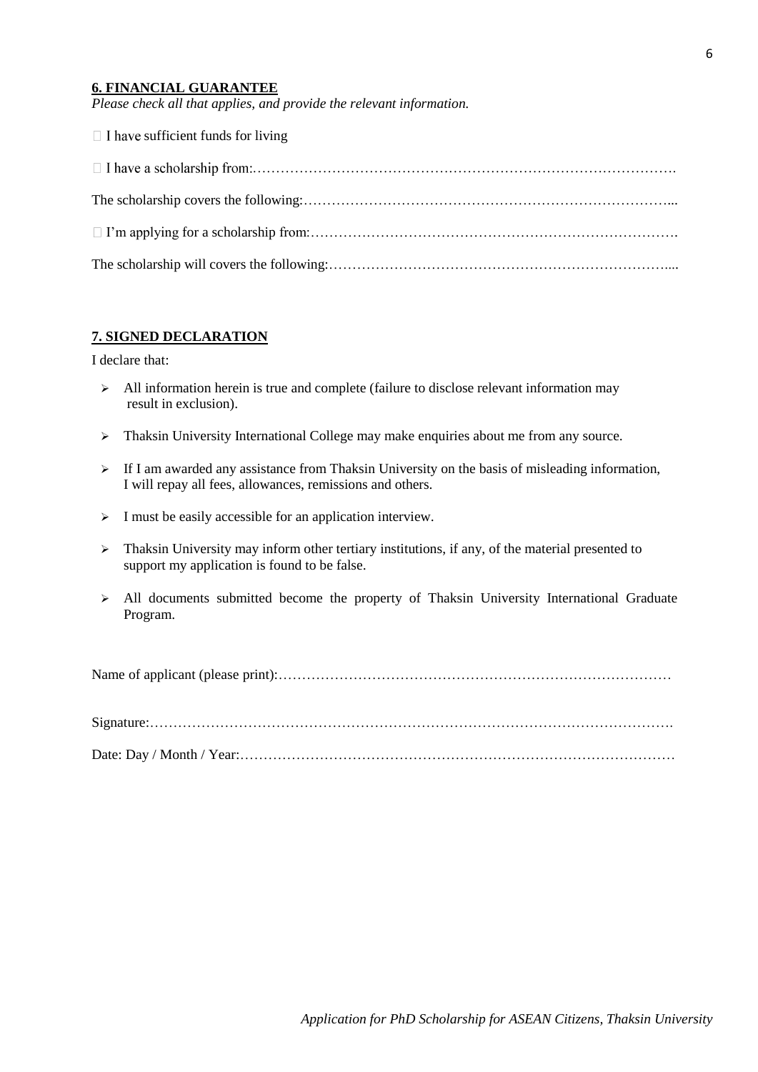**6. FINANCIAL GUARANTEE**

*Please check all that applies, and provide the relevant information.*

☐ I have sufficient funds for living

☐ I have a scholarship from:……………………………………………………………………………….

The scholarship covers the following:…………………………………………………………………...

☐ I'm applying for a scholarship from:…………………………………………………………………….

The scholarship will covers the following:……………………………………………………………....

**7. SIGNED DECLARATION**

I declare that:

- All information herein is true and complete (failure to disclose relevant information may result in exclusion).
- Thaksin University International College may make enquiries about me from any source.
- If I am awarded any assistance from Thaksin University on the basis of misleading information, I will repay all fees, allowances, remissions and others.
- I must be easily accessible for an application interview.
- Thaksin University may inform other tertiary institutions, if any, of the material presented to support my application is found to be false.
- All documents submitted become the property of Thaksin University International Graduate Program.

Name of applicant (please print):…………………………………………………………………………

Signature:………………………………………………………………………………………………….

Date: Day / Month / Year:…………………………………………………………………………………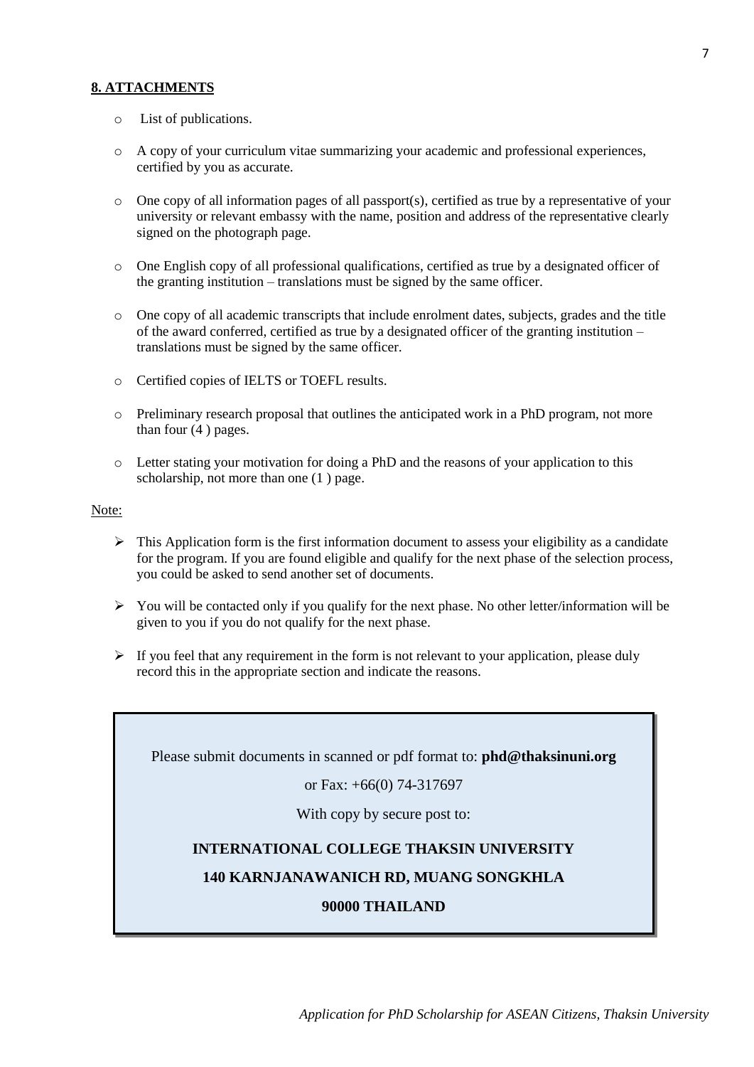## 8. ATTACHMENTS

- List of publications.
- A copy of your curriculum vitae summarizing your academic and professional experiences, certified by you as accurate.
- One copy of all information pages of all passport(s), certified as true by a representative of your university or relevant embassy with the name, position and address of the representative clearly signed on the photograph page.
- One English copy of all professional qualifications, certified as true by a designated officer of the granting institution – translations must be signed by the same officer.
- One copy of all academic transcripts that include enrolment dates, subjects, grades and the title of the award conferred, certified as true by a designated officer of the granting institution – translations must be signed by the same officer.
- Certified copies of IELTS or TOEFL results.
- Preliminary research proposal that outlines the anticipated work in a PhD program, not more than four (4 ) pages.
- Letter stating your motivation for doing a PhD and the reasons of your application to this scholarship, not more than one (1 ) page.

Note:

- This Application form is the first information document to assess your eligibility as a candidate for the program. If you are found eligible and qualify for the next phase of the selection process, you could be asked to send another set of documents.
- You will be contacted only if you qualify for the next phase. No other letter/information will be given to you if you do not qualify for the next phase.
- If you feel that any requirement in the form is not relevant to your application, please duly record this in the appropriate section and indicate the reasons.

Please submit documents in scanned or pdf format to: **phd@thaksinuni.org**

or Fax: +66(0) 74-317697

With copy by secure post to:

**INTERNATIONAL COLLEGE THAKSIN UNIVERSITY**

**140 KARNJANAWANICH RD, MUANG SONGKHLA**

**90000 THAILAND**